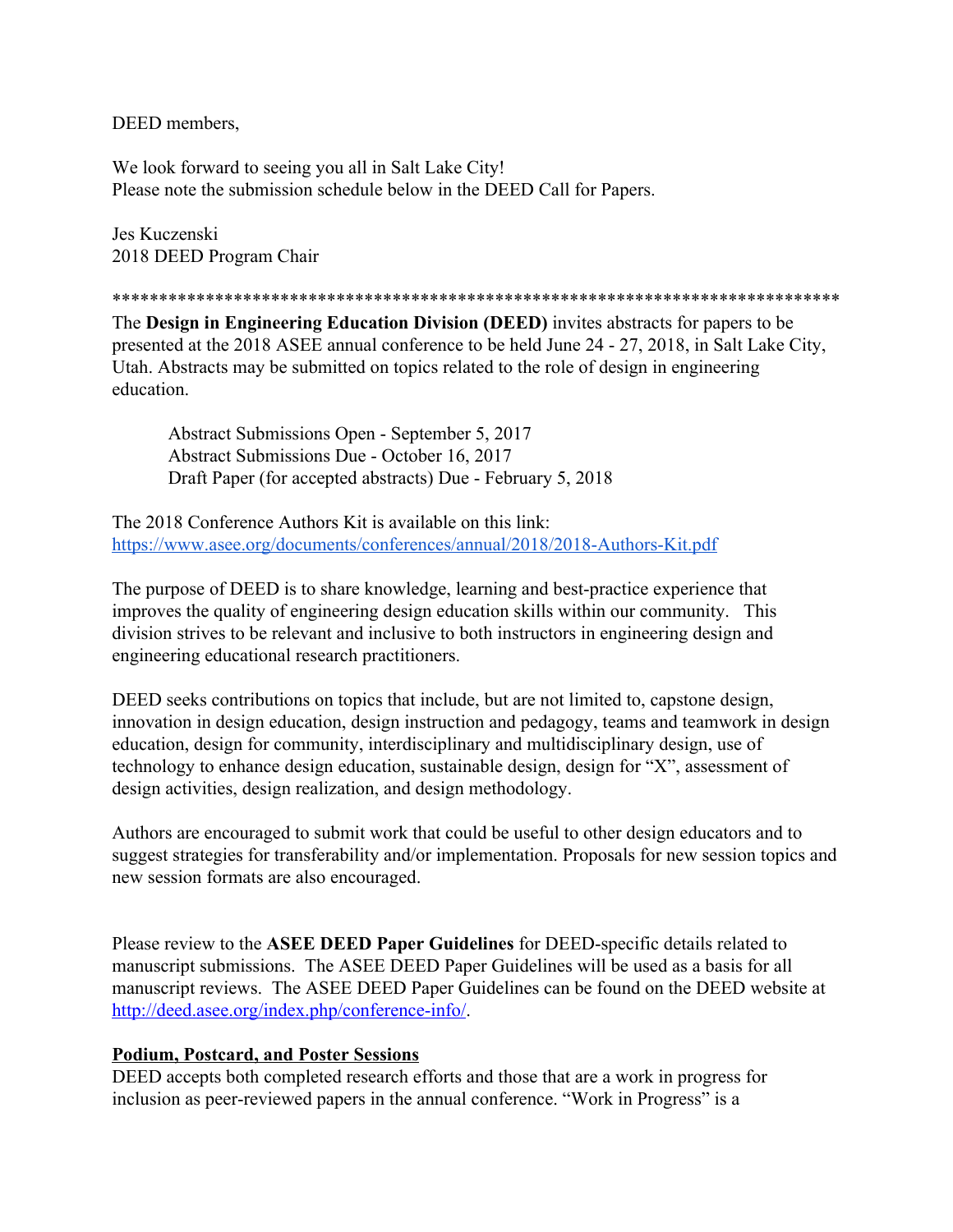DEED members,

We look forward to seeing you all in Salt Lake City!
Please note the submission schedule below in the DEED Call for Papers.

Jes Kuczenski
2018 DEED Program Chair

*******************************************************************************

The **Design in Engineering Education Division (DEED)** invites abstracts for papers to be presented at the 2018 ASEE annual conference to be held June 24 - 27, 2018, in Salt Lake City, Utah. Abstracts may be submitted on topics related to the role of design in engineering education.

> Abstract Submissions Open - September 5, 2017
> Abstract Submissions Due - October 16, 2017
> Draft Paper (for accepted abstracts) Due - February 5, 2018

The 2018 Conference Authors Kit is available on this link:
https://www.asee.org/documents/conferences/annual/2018/2018-Authors-Kit.pdf

The purpose of DEED is to share knowledge, learning and best-practice experience that improves the quality of engineering design education skills within our community. This division strives to be relevant and inclusive to both instructors in engineering design and engineering educational research practitioners.

DEED seeks contributions on topics that include, but are not limited to, capstone design, innovation in design education, design instruction and pedagogy, teams and teamwork in design education, design for community, interdisciplinary and multidisciplinary design, use of technology to enhance design education, sustainable design, design for "X", assessment of design activities, design realization, and design methodology.

Authors are encouraged to submit work that could be useful to other design educators and to suggest strategies for transferability and/or implementation. Proposals for new session topics and new session formats are also encouraged.

Please review to the **ASEE DEED Paper Guidelines** for DEED-specific details related to manuscript submissions. The ASEE DEED Paper Guidelines will be used as a basis for all manuscript reviews. The ASEE DEED Paper Guidelines can be found on the DEED website at http://deed.asee.org/index.php/conference-info/.

### Podium, Postcard, and Poster Sessions

DEED accepts both completed research efforts and those that are a work in progress for inclusion as peer-reviewed papers in the annual conference. "Work in Progress" is a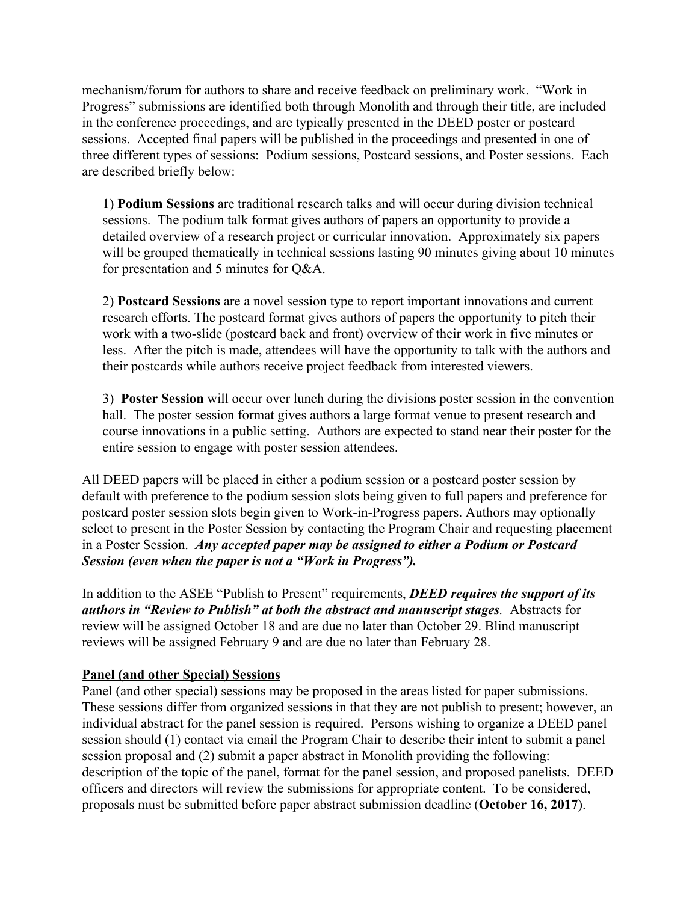mechanism/forum for authors to share and receive feedback on preliminary work. "Work in Progress" submissions are identified both through Monolith and through their title, are included in the conference proceedings, and are typically presented in the DEED poster or postcard sessions. Accepted final papers will be published in the proceedings and presented in one of three different types of sessions: Podium sessions, Postcard sessions, and Poster sessions. Each are described briefly below:

1) **Podium Sessions** are traditional research talks and will occur during division technical sessions. The podium talk format gives authors of papers an opportunity to provide a detailed overview of a research project or curricular innovation. Approximately six papers will be grouped thematically in technical sessions lasting 90 minutes giving about 10 minutes for presentation and 5 minutes for Q&A.

2) **Postcard Sessions** are a novel session type to report important innovations and current research efforts. The postcard format gives authors of papers the opportunity to pitch their work with a two-slide (postcard back and front) overview of their work in five minutes or less. After the pitch is made, attendees will have the opportunity to talk with the authors and their postcards while authors receive project feedback from interested viewers.

3) **Poster Session** will occur over lunch during the divisions poster session in the convention hall. The poster session format gives authors a large format venue to present research and course innovations in a public setting. Authors are expected to stand near their poster for the entire session to engage with poster session attendees.

All DEED papers will be placed in either a podium session or a postcard poster session by default with preference to the podium session slots being given to full papers and preference for postcard poster session slots begin given to Work-in-Progress papers. Authors may optionally select to present in the Poster Session by contacting the Program Chair and requesting placement in a Poster Session. ***Any accepted paper may be assigned to either a Podium or Postcard Session (even when the paper is not a "Work in Progress").***

In addition to the ASEE "Publish to Present" requirements, ***DEED requires the support of its authors in "Review to Publish" at both the abstract and manuscript stages***. Abstracts for review will be assigned October 18 and are due no later than October 29. Blind manuscript reviews will be assigned February 9 and are due no later than February 28.

## Panel (and other Special) Sessions

Panel (and other special) sessions may be proposed in the areas listed for paper submissions. These sessions differ from organized sessions in that they are not publish to present; however, an individual abstract for the panel session is required. Persons wishing to organize a DEED panel session should (1) contact via email the Program Chair to describe their intent to submit a panel session proposal and (2) submit a paper abstract in Monolith providing the following: description of the topic of the panel, format for the panel session, and proposed panelists. DEED officers and directors will review the submissions for appropriate content. To be considered, proposals must be submitted before paper abstract submission deadline (**October 16, 2017**).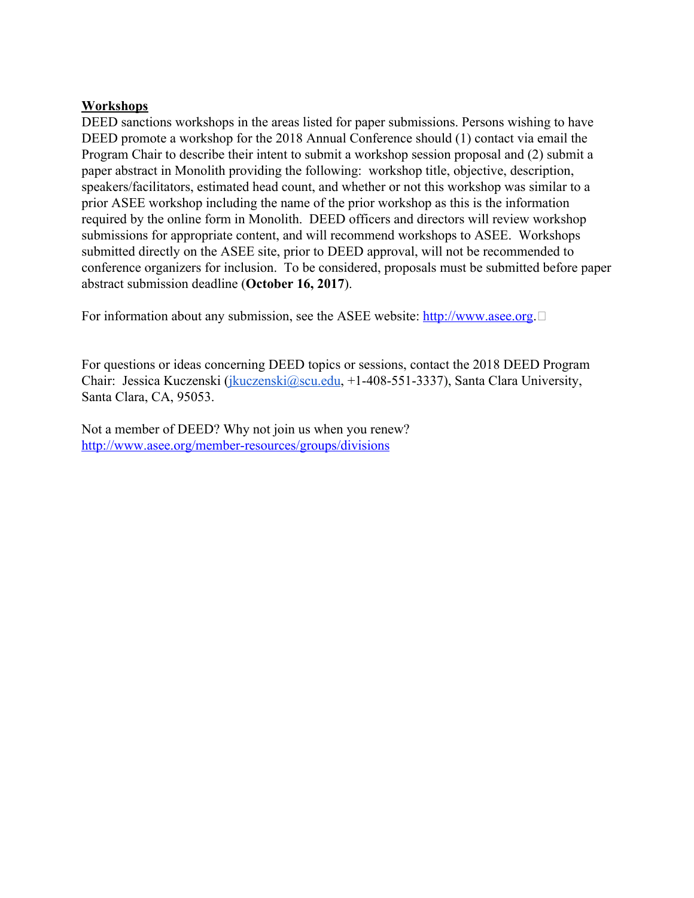**Workshops**

DEED sanctions workshops in the areas listed for paper submissions. Persons wishing to have DEED promote a workshop for the 2018 Annual Conference should (1) contact via email the Program Chair to describe their intent to submit a workshop session proposal and (2) submit a paper abstract in Monolith providing the following: workshop title, objective, description, speakers/facilitators, estimated head count, and whether or not this workshop was similar to a prior ASEE workshop including the name of the prior workshop as this is the information required by the online form in Monolith. DEED officers and directors will review workshop submissions for appropriate content, and will recommend workshops to ASEE. Workshops submitted directly on the ASEE site, prior to DEED approval, will not be recommended to conference organizers for inclusion. To be considered, proposals must be submitted before paper abstract submission deadline (**October 16, 2017**).

For information about any submission, see the ASEE website: http://www.asee.org.

For questions or ideas concerning DEED topics or sessions, contact the 2018 DEED Program Chair: Jessica Kuczenski (jkuczenski@scu.edu, +1-408-551-3337), Santa Clara University, Santa Clara, CA, 95053.

Not a member of DEED? Why not join us when you renew?
http://www.asee.org/member-resources/groups/divisions